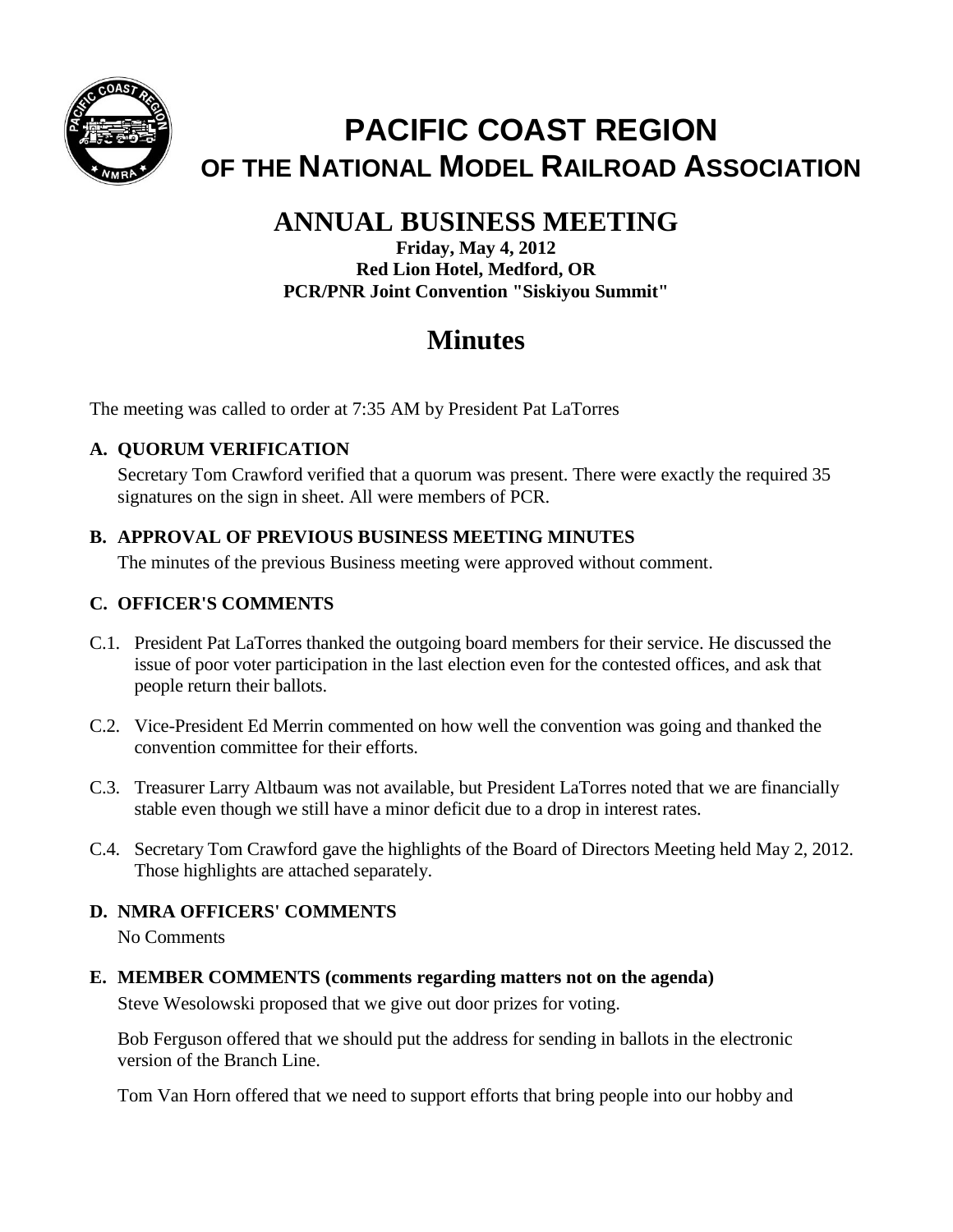# PACIFIC COAST REGION
## OF THE NATIONAL MODEL RAILROAD ASSOCIATION

## ANNUAL BUSINESS MEETING

**Friday, May 4, 2012**
**Red Lion Hotel, Medford, OR**
**PCR/PNR Joint Convention "Siskiyou Summit"**

# Minutes

The meeting was called to order at 7:35 AM by President Pat LaTorres

### A. QUORUM VERIFICATION

Secretary Tom Crawford verified that a quorum was present. There were exactly the required 35 signatures on the sign in sheet. All were members of PCR.

### B. APPROVAL OF PREVIOUS BUSINESS MEETING MINUTES

The minutes of the previous Business meeting were approved without comment.

### C. OFFICER'S COMMENTS

C.1. President Pat LaTorres thanked the outgoing board members for their service. He discussed the issue of poor voter participation in the last election even for the contested offices, and ask that people return their ballots.

C.2. Vice-President Ed Merrin commented on how well the convention was going and thanked the convention committee for their efforts.

C.3. Treasurer Larry Altbaum was not available, but President LaTorres noted that we are financially stable even though we still have a minor deficit due to a drop in interest rates.

C.4. Secretary Tom Crawford gave the highlights of the Board of Directors Meeting held May 2, 2012. Those highlights are attached separately.

### D. NMRA OFFICERS' COMMENTS

No Comments

### E. MEMBER COMMENTS (comments regarding matters not on the agenda)

Steve Wesolowski proposed that we give out door prizes for voting.

Bob Ferguson offered that we should put the address for sending in ballots in the electronic version of the Branch Line.

Tom Van Horn offered that we need to support efforts that bring people into our hobby and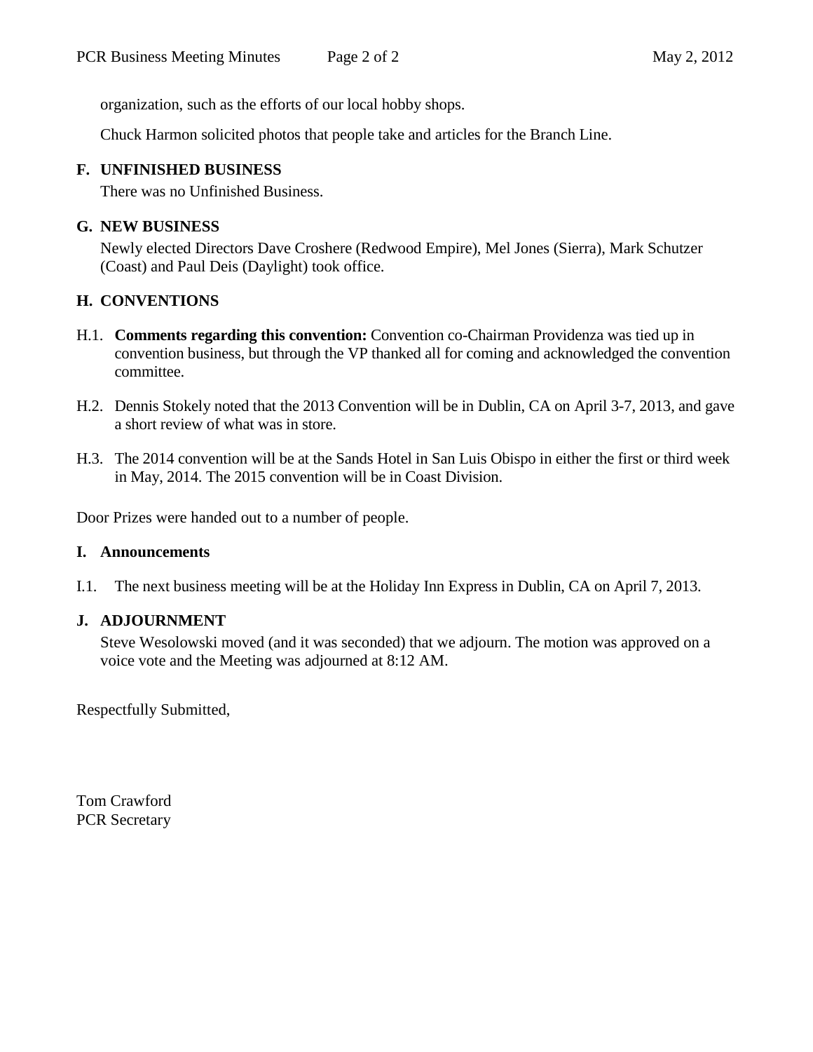organization, such as the efforts of our local hobby shops.

Chuck Harmon solicited photos that people take and articles for the Branch Line.

### F. UNFINISHED BUSINESS

There was no Unfinished Business.

### G. NEW BUSINESS

Newly elected Directors Dave Croshere (Redwood Empire), Mel Jones (Sierra), Mark Schutzer (Coast) and Paul Deis (Daylight) took office.

### H. CONVENTIONS

H.1. **Comments regarding this convention:** Convention co-Chairman Providenza was tied up in convention business, but through the VP thanked all for coming and acknowledged the convention committee.

H.2. Dennis Stokely noted that the 2013 Convention will be in Dublin, CA on April 3-7, 2013, and gave a short review of what was in store.

H.3. The 2014 convention will be at the Sands Hotel in San Luis Obispo in either the first or third week in May, 2014. The 2015 convention will be in Coast Division.

Door Prizes were handed out to a number of people.

### I. Announcements

I.1. The next business meeting will be at the Holiday Inn Express in Dublin, CA on April 7, 2013.

### J. ADJOURNMENT

Steve Wesolowski moved (and it was seconded) that we adjourn. The motion was approved on a voice vote and the Meeting was adjourned at 8:12 AM.

Respectfully Submitted,

Tom Crawford
PCR Secretary